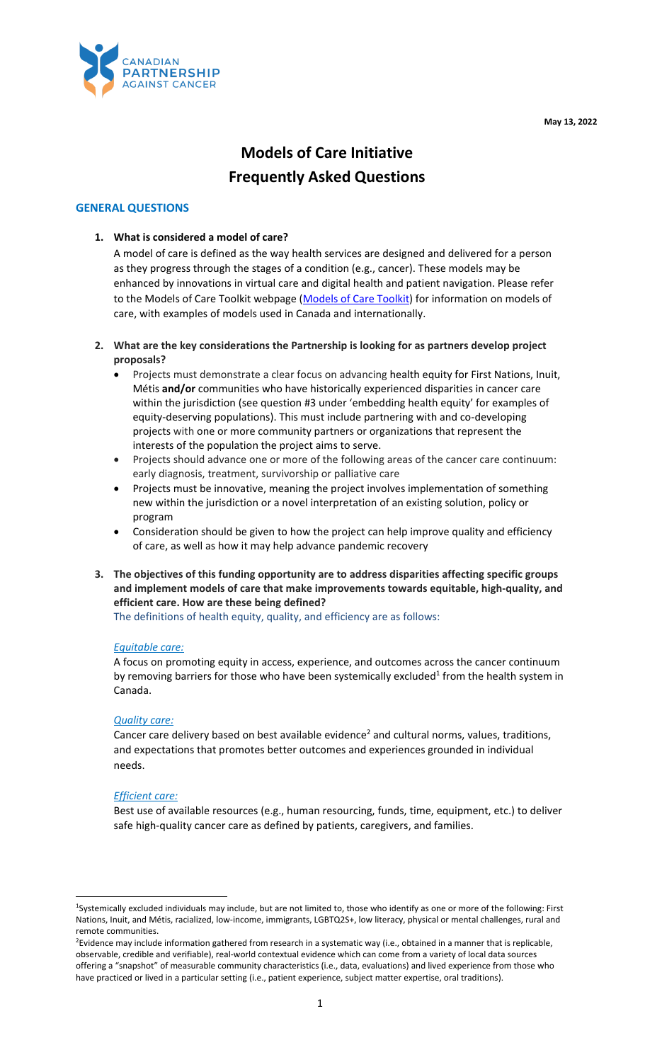May 13, 2022

# Models of Care Initiative
# Frequently Asked Questions

## GENERAL QUESTIONS

**1. What is considered a model of care?**

A model of care is defined as the way health services are designed and delivered for a person as they progress through the stages of a condition (e.g., cancer). These models may be enhanced by innovations in virtual care and digital health and patient navigation. Please refer to the Models of Care Toolkit webpage (Models of Care Toolkit) for information on models of care, with examples of models used in Canada and internationally.

**2. What are the key considerations the Partnership is looking for as partners develop project proposals?**

- Projects must demonstrate a clear focus on advancing health equity for First Nations, Inuit, Métis **and/or** communities who have historically experienced disparities in cancer care within the jurisdiction (see question #3 under 'embedding health equity' for examples of equity-deserving populations). This must include partnering with and co-developing projects with one or more community partners or organizations that represent the interests of the population the project aims to serve.
- Projects should advance one or more of the following areas of the cancer care continuum: early diagnosis, treatment, survivorship or palliative care
- Projects must be innovative, meaning the project involves implementation of something new within the jurisdiction or a novel interpretation of an existing solution, policy or program
- Consideration should be given to how the project can help improve quality and efficiency of care, as well as how it may help advance pandemic recovery

**3. The objectives of this funding opportunity are to address disparities affecting specific groups and implement models of care that make improvements towards equitable, high-quality, and efficient care. How are these being defined?**

The definitions of health equity, quality, and efficiency are as follows:

*Equitable care:*

A focus on promoting equity in access, experience, and outcomes across the cancer continuum by removing barriers for those who have been systemically excluded[1] from the health system in Canada.

*Quality care:*

Cancer care delivery based on best available evidence[2] and cultural norms, values, traditions, and expectations that promotes better outcomes and experiences grounded in individual needs.

*Efficient care:*

Best use of available resources (e.g., human resourcing, funds, time, equipment, etc.) to deliver safe high-quality cancer care as defined by patients, caregivers, and families.

---

[1] Systemically excluded individuals may include, but are not limited to, those who identify as one or more of the following: First Nations, Inuit, and Métis, racialized, low-income, immigrants, LGBTQ2S+, low literacy, physical or mental challenges, rural and remote communities.

[2] Evidence may include information gathered from research in a systematic way (i.e., obtained in a manner that is replicable, observable, credible and verifiable), real-world contextual evidence which can come from a variety of local data sources offering a "snapshot" of measurable community characteristics (i.e., data, evaluations) and lived experience from those who have practiced or lived in a particular setting (i.e., patient experience, subject matter expertise, oral traditions).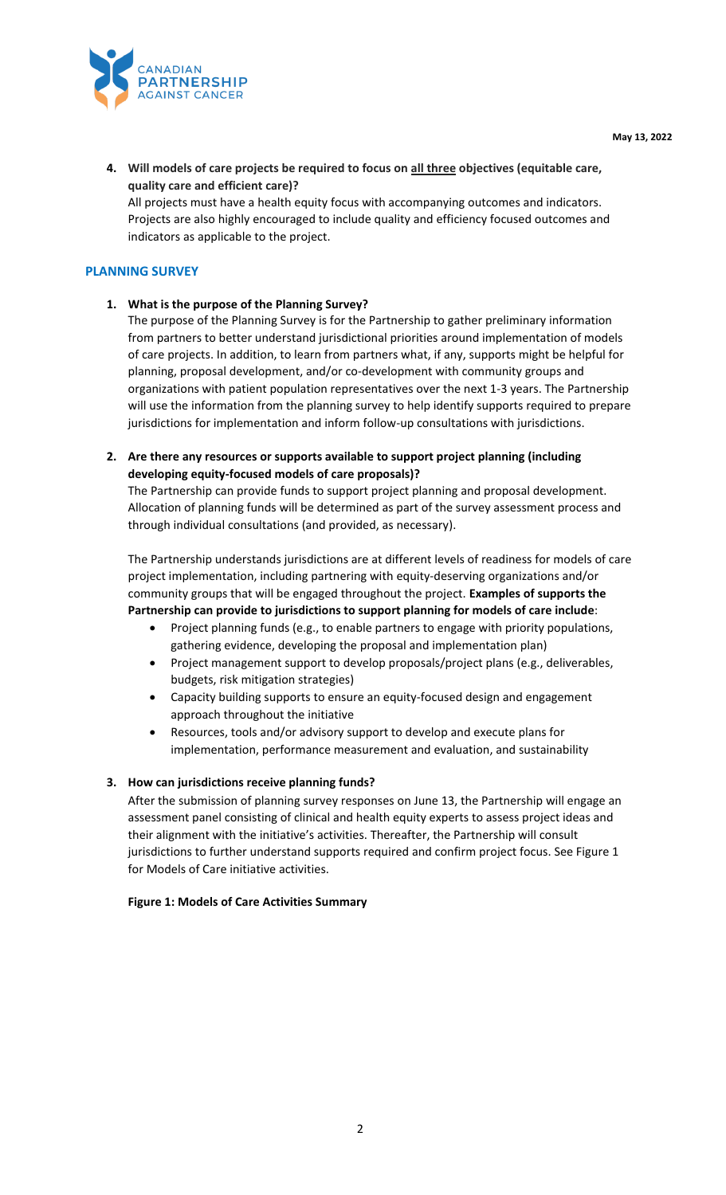4. **Will models of care projects be required to focus on <u>all three</u> objectives (equitable care, quality care and efficient care)?**
   All projects must have a health equity focus with accompanying outcomes and indicators. Projects are also highly encouraged to include quality and efficiency focused outcomes and indicators as applicable to the project.

## PLANNING SURVEY

1. **What is the purpose of the Planning Survey?**
   The purpose of the Planning Survey is for the Partnership to gather preliminary information from partners to better understand jurisdictional priorities around implementation of models of care projects. In addition, to learn from partners what, if any, supports might be helpful for planning, proposal development, and/or co-development with community groups and organizations with patient population representatives over the next 1-3 years. The Partnership will use the information from the planning survey to help identify supports required to prepare jurisdictions for implementation and inform follow-up consultations with jurisdictions.

2. **Are there any resources or supports available to support project planning (including developing equity-focused models of care proposals)?**
   The Partnership can provide funds to support project planning and proposal development. Allocation of planning funds will be determined as part of the survey assessment process and through individual consultations (and provided, as necessary).

   The Partnership understands jurisdictions are at different levels of readiness for models of care project implementation, including partnering with equity-deserving organizations and/or community groups that will be engaged throughout the project. **Examples of supports the Partnership can provide to jurisdictions to support planning for models of care include**:
   - Project planning funds (e.g., to enable partners to engage with priority populations, gathering evidence, developing the proposal and implementation plan)
   - Project management support to develop proposals/project plans (e.g., deliverables, budgets, risk mitigation strategies)
   - Capacity building supports to ensure an equity-focused design and engagement approach throughout the initiative
   - Resources, tools and/or advisory support to develop and execute plans for implementation, performance measurement and evaluation, and sustainability

3. **How can jurisdictions receive planning funds?**
   After the submission of planning survey responses on June 13, the Partnership will engage an assessment panel consisting of clinical and health equity experts to assess project ideas and their alignment with the initiative's activities. Thereafter, the Partnership will consult jurisdictions to further understand supports required and confirm project focus. See Figure 1 for Models of Care initiative activities.

   **Figure 1: Models of Care Activities Summary**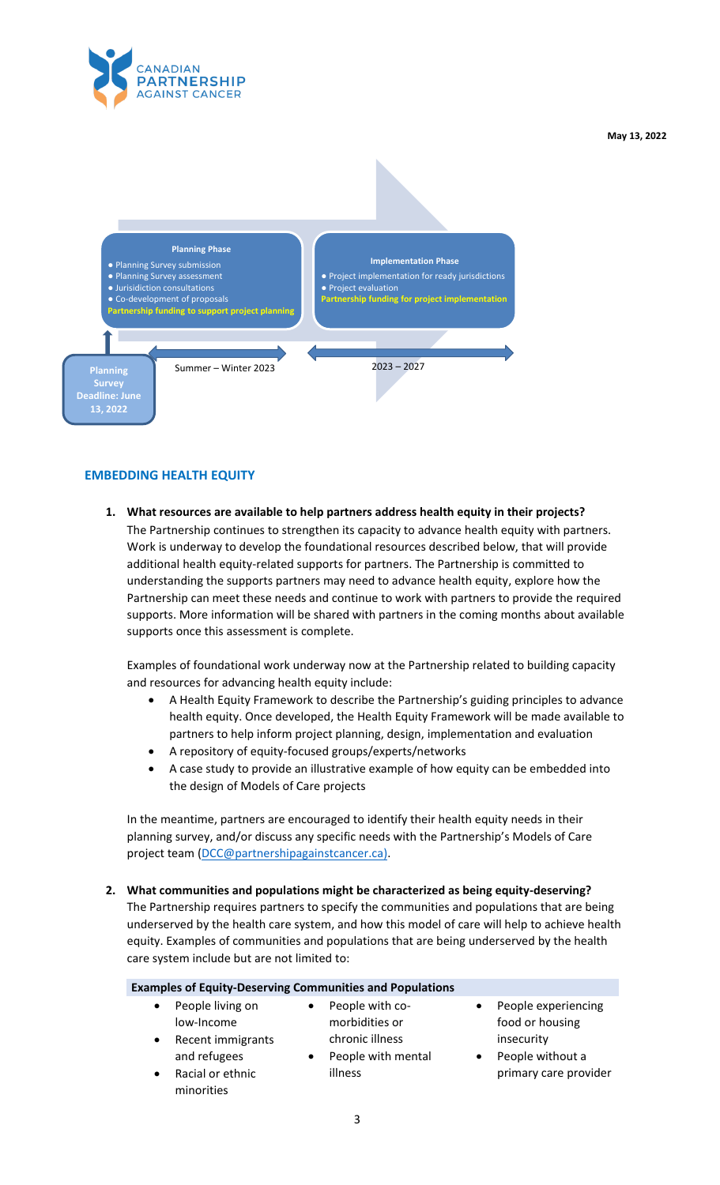May 13, 2022

**Planning Phase**

- Planning Survey submission
- Planning Survey assessment
- Jurisdiction consultations
- Co-development of proposals
- **Partnership funding to support project planning**

**Implementation Phase**

- Project implementation for ready jurisdictions
- Project evaluation
- **Partnership funding for project implementation**

**Planning Survey Deadline: June 13, 2022**

Summer – Winter 2023

2023 – 2027

## EMBEDDING HEALTH EQUITY

1. **What resources are available to help partners address health equity in their projects?**
   The Partnership continues to strengthen its capacity to advance health equity with partners. Work is underway to develop the foundational resources described below, that will provide additional health equity-related supports for partners. The Partnership is committed to understanding the supports partners may need to advance health equity, explore how the Partnership can meet these needs and continue to work with partners to provide the required supports. More information will be shared with partners in the coming months about available supports once this assessment is complete.

   Examples of foundational work underway now at the Partnership related to building capacity and resources for advancing health equity include:

   - A Health Equity Framework to describe the Partnership's guiding principles to advance health equity. Once developed, the Health Equity Framework will be made available to partners to help inform project planning, design, implementation and evaluation
   - A repository of equity-focused groups/experts/networks
   - A case study to provide an illustrative example of how equity can be embedded into the design of Models of Care projects

   In the meantime, partners are encouraged to identify their health equity needs in their planning survey, and/or discuss any specific needs with the Partnership's Models of Care project team (DCC@partnershipagainstcancer.ca).

2. **What communities and populations might be characterized as being equity-deserving?**
   The Partnership requires partners to specify the communities and populations that are being underserved by the health care system, and how this model of care will help to achieve health equity. Examples of communities and populations that are being underserved by the health care system include but are not limited to:

**Examples of Equity-Deserving Communities and Populations**

- People living on low-Income
- Recent immigrants and refugees
- Racial or ethnic minorities
- People with co-morbidities or chronic illness
- People with mental illness
- People experiencing food or housing insecurity
- People without a primary care provider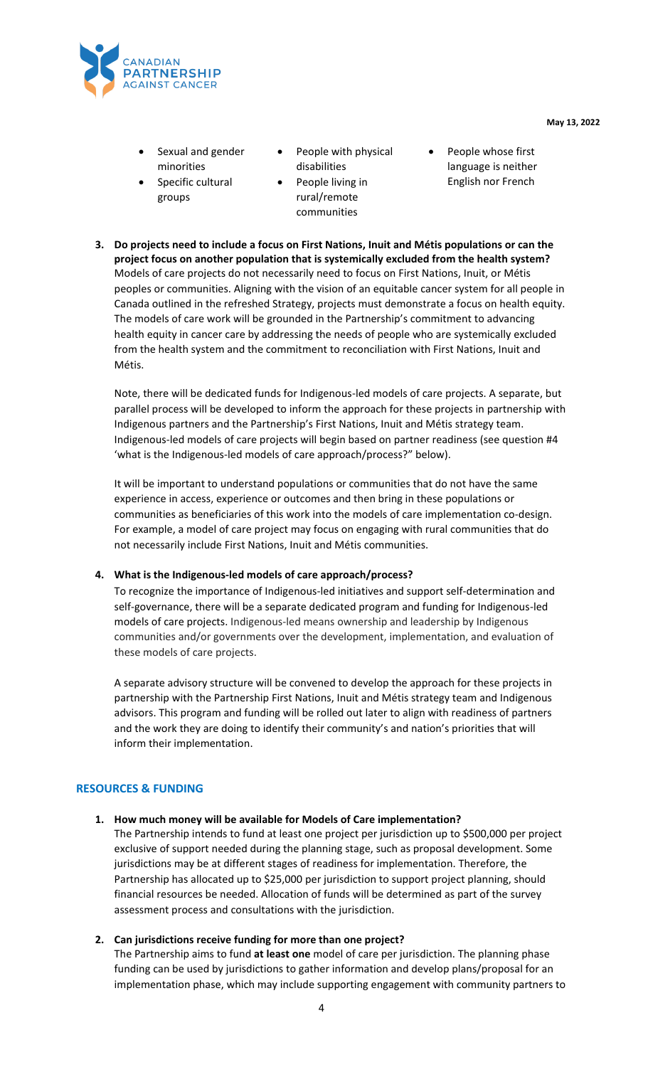- Sexual and gender minorities
- Specific cultural groups
- People with physical disabilities
- People living in rural/remote communities
- People whose first language is neither English nor French

**3. Do projects need to include a focus on First Nations, Inuit and Métis populations or can the project focus on another population that is systemically excluded from the health system?**

Models of care projects do not necessarily need to focus on First Nations, Inuit, or Métis peoples or communities. Aligning with the vision of an equitable cancer system for all people in Canada outlined in the refreshed Strategy, projects must demonstrate a focus on health equity. The models of care work will be grounded in the Partnership's commitment to advancing health equity in cancer care by addressing the needs of people who are systemically excluded from the health system and the commitment to reconciliation with First Nations, Inuit and Métis.

Note, there will be dedicated funds for Indigenous-led models of care projects. A separate, but parallel process will be developed to inform the approach for these projects in partnership with Indigenous partners and the Partnership's First Nations, Inuit and Métis strategy team. Indigenous-led models of care projects will begin based on partner readiness (see question #4 'what is the Indigenous-led models of care approach/process?" below).

It will be important to understand populations or communities that do not have the same experience in access, experience or outcomes and then bring in these populations or communities as beneficiaries of this work into the models of care implementation co-design. For example, a model of care project may focus on engaging with rural communities that do not necessarily include First Nations, Inuit and Métis communities.

**4. What is the Indigenous-led models of care approach/process?**

To recognize the importance of Indigenous-led initiatives and support self-determination and self-governance, there will be a separate dedicated program and funding for Indigenous-led models of care projects. Indigenous-led means ownership and leadership by Indigenous communities and/or governments over the development, implementation, and evaluation of these models of care projects.

A separate advisory structure will be convened to develop the approach for these projects in partnership with the Partnership First Nations, Inuit and Métis strategy team and Indigenous advisors. This program and funding will be rolled out later to align with readiness of partners and the work they are doing to identify their community's and nation's priorities that will inform their implementation.

## RESOURCES & FUNDING

**1. How much money will be available for Models of Care implementation?**

The Partnership intends to fund at least one project per jurisdiction up to $500,000 per project exclusive of support needed during the planning stage, such as proposal development. Some jurisdictions may be at different stages of readiness for implementation. Therefore, the Partnership has allocated up to $25,000 per jurisdiction to support project planning, should financial resources be needed. Allocation of funds will be determined as part of the survey assessment process and consultations with the jurisdiction.

**2. Can jurisdictions receive funding for more than one project?**

The Partnership aims to fund **at least one** model of care per jurisdiction. The planning phase funding can be used by jurisdictions to gather information and develop plans/proposal for an implementation phase, which may include supporting engagement with community partners to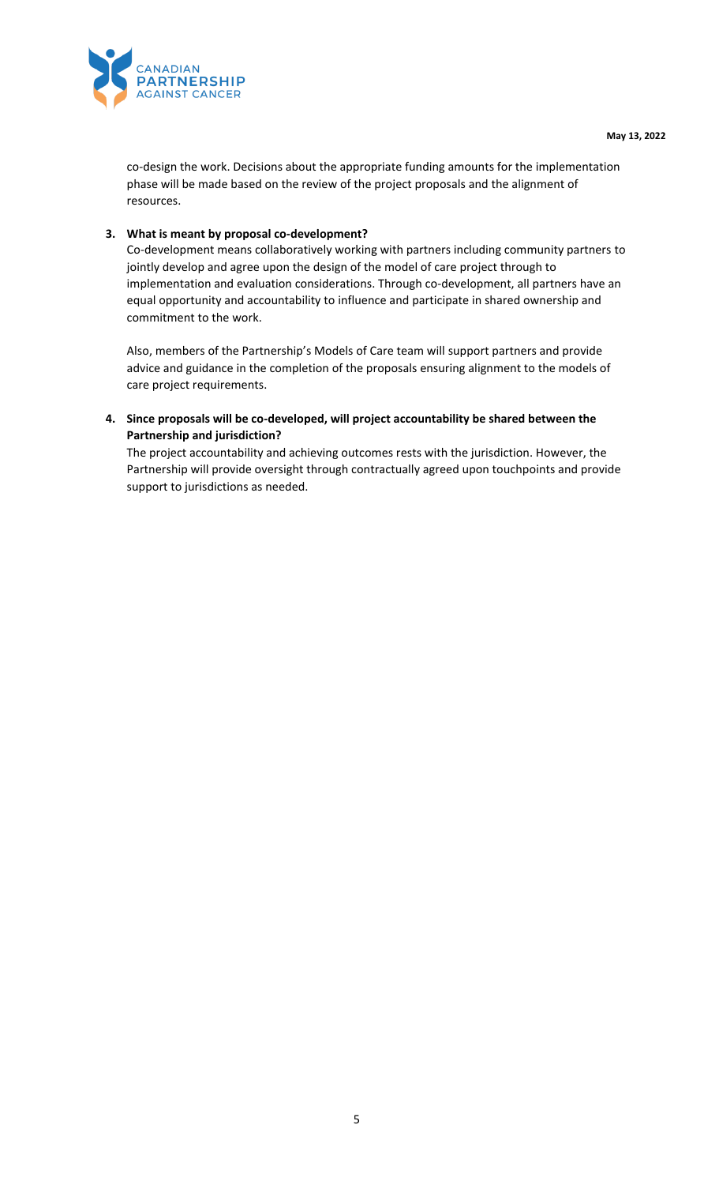co-design the work. Decisions about the appropriate funding amounts for the implementation phase will be made based on the review of the project proposals and the alignment of resources.

3. **What is meant by proposal co-development?**

   Co-development means collaboratively working with partners including community partners to jointly develop and agree upon the design of the model of care project through to implementation and evaluation considerations. Through co-development, all partners have an equal opportunity and accountability to influence and participate in shared ownership and commitment to the work.

   Also, members of the Partnership's Models of Care team will support partners and provide advice and guidance in the completion of the proposals ensuring alignment to the models of care project requirements.

4. **Since proposals will be co-developed, will project accountability be shared between the Partnership and jurisdiction?**

   The project accountability and achieving outcomes rests with the jurisdiction. However, the Partnership will provide oversight through contractually agreed upon touchpoints and provide support to jurisdictions as needed.